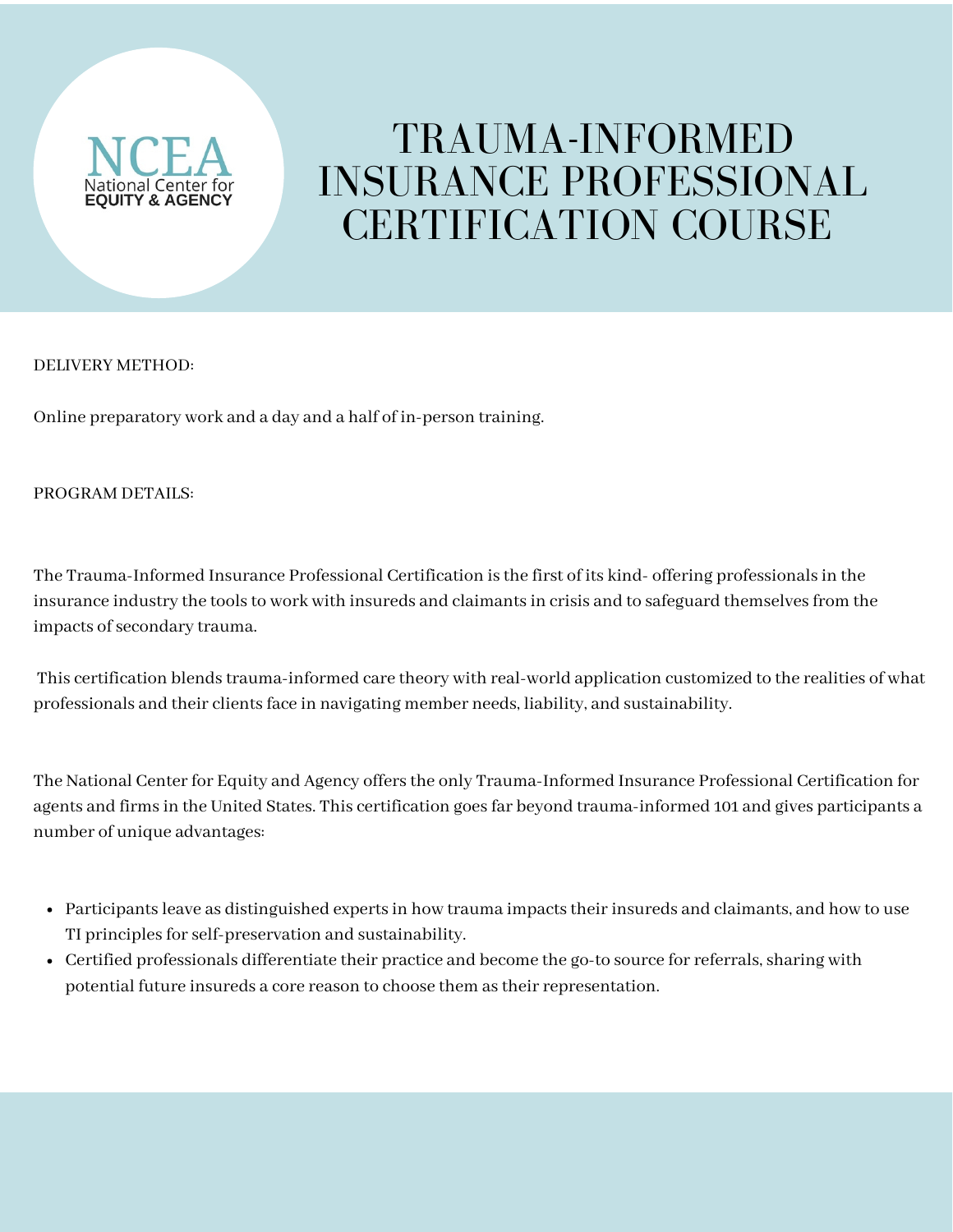NCEA
National Center for
EQUITY & AGENCY

# TRAUMA-INFORMED INSURANCE PROFESSIONAL CERTIFICATION COURSE

DELIVERY METHOD:

Online preparatory work and a day and a half of in-person training.

PROGRAM DETAILS:

The Trauma-Informed Insurance Professional Certification is the first of its kind- offering professionals in the insurance industry the tools to work with insureds and claimants in crisis and to safeguard themselves from the impacts of secondary trauma.

This certification blends trauma-informed care theory with real-world application customized to the realities of what professionals and their clients face in navigating member needs, liability, and sustainability.

The National Center for Equity and Agency offers the only Trauma-Informed Insurance Professional Certification for agents and firms in the United States. This certification goes far beyond trauma-informed 101 and gives participants a number of unique advantages:

- Participants leave as distinguished experts in how trauma impacts their insureds and claimants, and how to use TI principles for self-preservation and sustainability.
- Certified professionals differentiate their practice and become the go-to source for referrals, sharing with potential future insureds a core reason to choose them as their representation.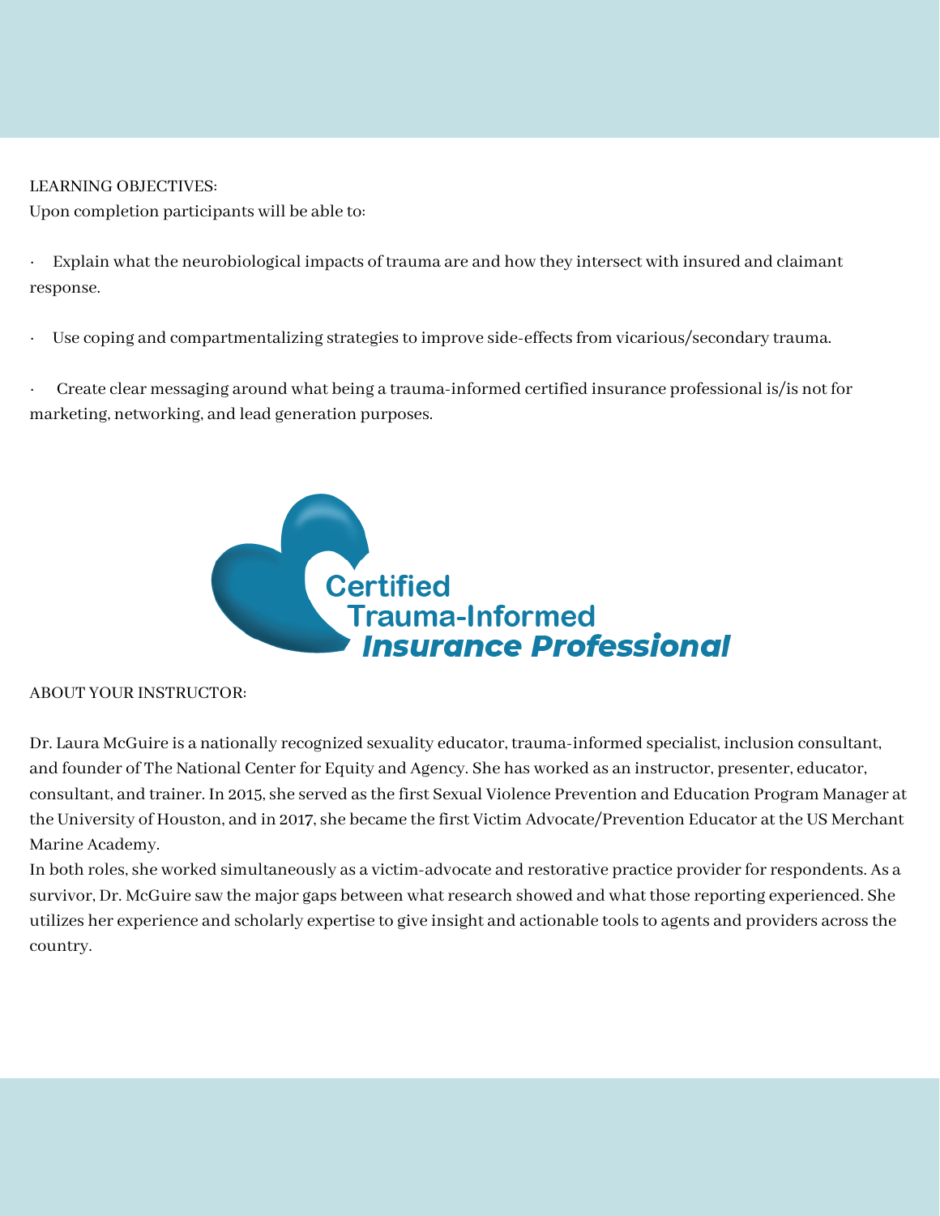LEARNING OBJECTIVES:

Upon completion participants will be able to:

- Explain what the neurobiological impacts of trauma are and how they intersect with insured and claimant response.
- Use coping and compartmentalizing strategies to improve side-effects from vicarious/secondary trauma.
- Create clear messaging around what being a trauma-informed certified insurance professional is/is not for marketing, networking, and lead generation purposes.

Certified
Trauma-Informed
*Insurance Professional*

ABOUT YOUR INSTRUCTOR:

Dr. Laura McGuire is a nationally recognized sexuality educator, trauma-informed specialist, inclusion consultant, and founder of The National Center for Equity and Agency. She has worked as an instructor, presenter, educator, consultant, and trainer. In 2015, she served as the first Sexual Violence Prevention and Education Program Manager at the University of Houston, and in 2017, she became the first Victim Advocate/Prevention Educator at the US Merchant Marine Academy.

In both roles, she worked simultaneously as a victim-advocate and restorative practice provider for respondents. As a survivor, Dr. McGuire saw the major gaps between what research showed and what those reporting experienced. She utilizes her experience and scholarly expertise to give insight and actionable tools to agents and providers across the country.